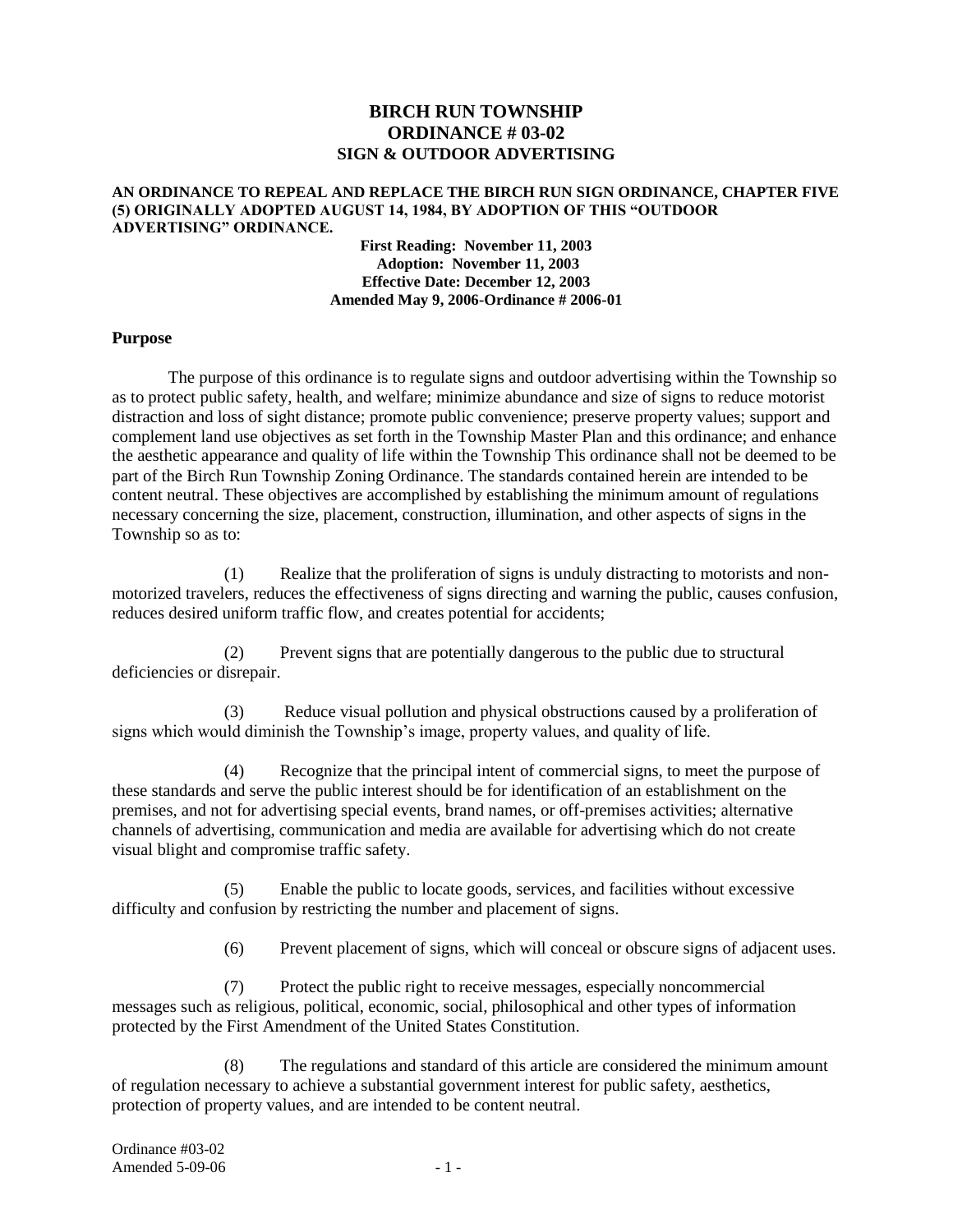# BIRCH RUN TOWNSHIP
# ORDINANCE # 03-02
## SIGN & OUTDOOR ADVERTISING

**AN ORDINANCE TO REPEAL AND REPLACE THE BIRCH RUN SIGN ORDINANCE, CHAPTER FIVE (5) ORIGINALLY ADOPTED AUGUST 14, 1984, BY ADOPTION OF THIS "OUTDOOR ADVERTISING" ORDINANCE.**

**First Reading: November 11, 2003**
**Adoption: November 11, 2003**
**Effective Date: December 12, 2003**
**Amended May 9, 2006-Ordinance # 2006-01**

### Purpose

The purpose of this ordinance is to regulate signs and outdoor advertising within the Township so as to protect public safety, health, and welfare; minimize abundance and size of signs to reduce motorist distraction and loss of sight distance; promote public convenience; preserve property values; support and complement land use objectives as set forth in the Township Master Plan and this ordinance; and enhance the aesthetic appearance and quality of life within the Township This ordinance shall not be deemed to be part of the Birch Run Township Zoning Ordinance. The standards contained herein are intended to be content neutral. These objectives are accomplished by establishing the minimum amount of regulations necessary concerning the size, placement, construction, illumination, and other aspects of signs in the Township so as to:

(1) Realize that the proliferation of signs is unduly distracting to motorists and non-motorized travelers, reduces the effectiveness of signs directing and warning the public, causes confusion, reduces desired uniform traffic flow, and creates potential for accidents;

(2) Prevent signs that are potentially dangerous to the public due to structural deficiencies or disrepair.

(3) Reduce visual pollution and physical obstructions caused by a proliferation of signs which would diminish the Township's image, property values, and quality of life.

(4) Recognize that the principal intent of commercial signs, to meet the purpose of these standards and serve the public interest should be for identification of an establishment on the premises, and not for advertising special events, brand names, or off-premises activities; alternative channels of advertising, communication and media are available for advertising which do not create visual blight and compromise traffic safety.

(5) Enable the public to locate goods, services, and facilities without excessive difficulty and confusion by restricting the number and placement of signs.

(6) Prevent placement of signs, which will conceal or obscure signs of adjacent uses.

(7) Protect the public right to receive messages, especially noncommercial messages such as religious, political, economic, social, philosophical and other types of information protected by the First Amendment of the United States Constitution.

(8) The regulations and standard of this article are considered the minimum amount of regulation necessary to achieve a substantial government interest for public safety, aesthetics, protection of property values, and are intended to be content neutral.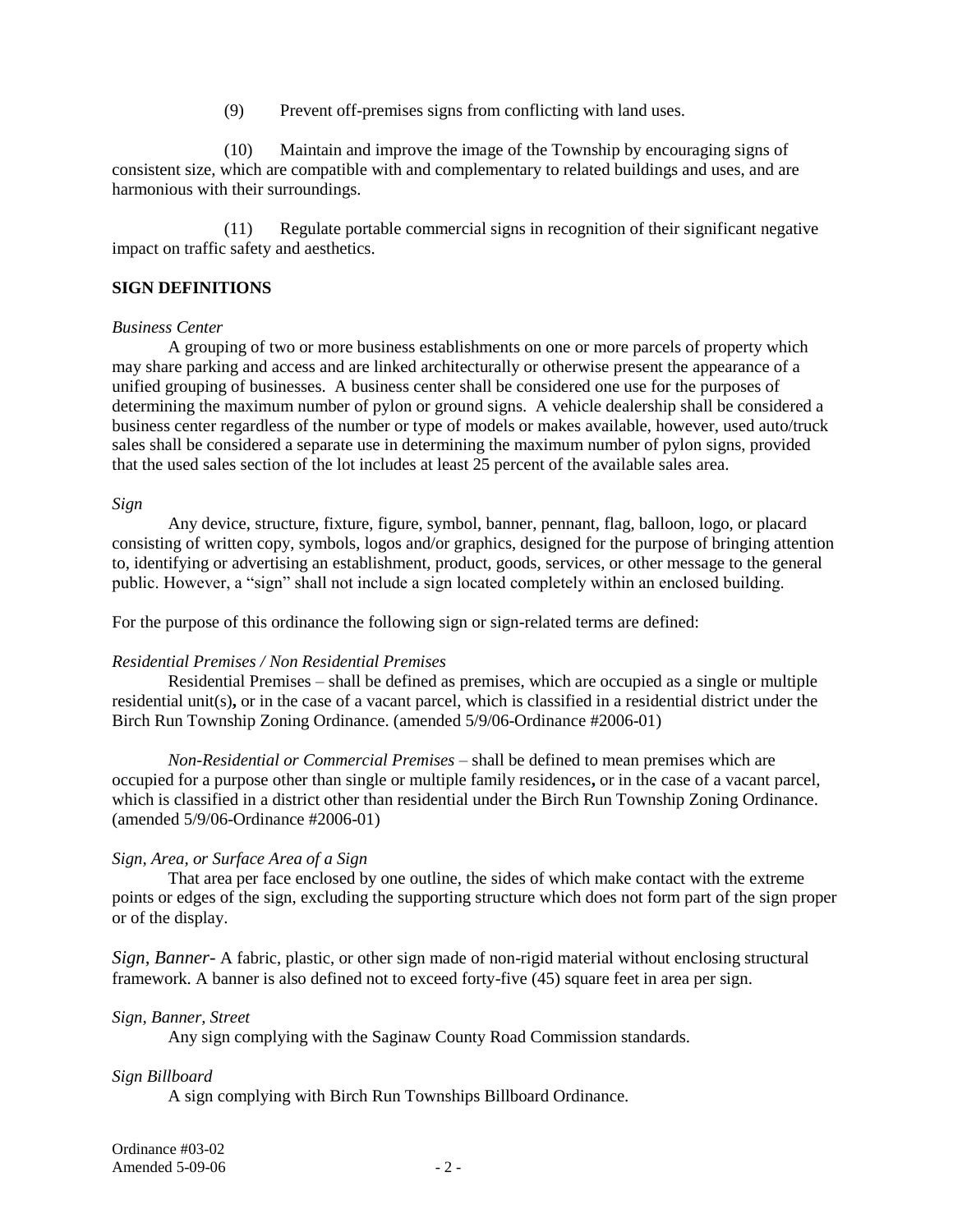(9) Prevent off-premises signs from conflicting with land uses.

(10) Maintain and improve the image of the Township by encouraging signs of consistent size, which are compatible with and complementary to related buildings and uses, and are harmonious with their surroundings.

(11) Regulate portable commercial signs in recognition of their significant negative impact on traffic safety and aesthetics.

**SIGN DEFINITIONS**

*Business Center*

A grouping of two or more business establishments on one or more parcels of property which may share parking and access and are linked architecturally or otherwise present the appearance of a unified grouping of businesses. A business center shall be considered one use for the purposes of determining the maximum number of pylon or ground signs. A vehicle dealership shall be considered a business center regardless of the number or type of models or makes available, however, used auto/truck sales shall be considered a separate use in determining the maximum number of pylon signs, provided that the used sales section of the lot includes at least 25 percent of the available sales area.

*Sign*

Any device, structure, fixture, figure, symbol, banner, pennant, flag, balloon, logo, or placard consisting of written copy, symbols, logos and/or graphics, designed for the purpose of bringing attention to, identifying or advertising an establishment, product, goods, services, or other message to the general public. However, a "sign" shall not include a sign located completely within an enclosed building.

For the purpose of this ordinance the following sign or sign-related terms are defined:

*Residential Premises / Non Residential Premises*

Residential Premises – shall be defined as premises, which are occupied as a single or multiple residential unit(s)**,** or in the case of a vacant parcel, which is classified in a residential district under the Birch Run Township Zoning Ordinance. (amended 5/9/06-Ordinance #2006-01)

*Non-Residential or Commercial Premises* – shall be defined to mean premises which are occupied for a purpose other than single or multiple family residences**,** or in the case of a vacant parcel, which is classified in a district other than residential under the Birch Run Township Zoning Ordinance. (amended 5/9/06-Ordinance #2006-01)

*Sign, Area, or Surface Area of a Sign*

That area per face enclosed by one outline, the sides of which make contact with the extreme points or edges of the sign, excluding the supporting structure which does not form part of the sign proper or of the display.

*Sign, Banner-* A fabric, plastic, or other sign made of non-rigid material without enclosing structural framework. A banner is also defined not to exceed forty-five (45) square feet in area per sign.

*Sign, Banner, Street*

Any sign complying with the Saginaw County Road Commission standards.

*Sign Billboard*

A sign complying with Birch Run Townships Billboard Ordinance.

Ordinance #03-02
Amended 5-09-06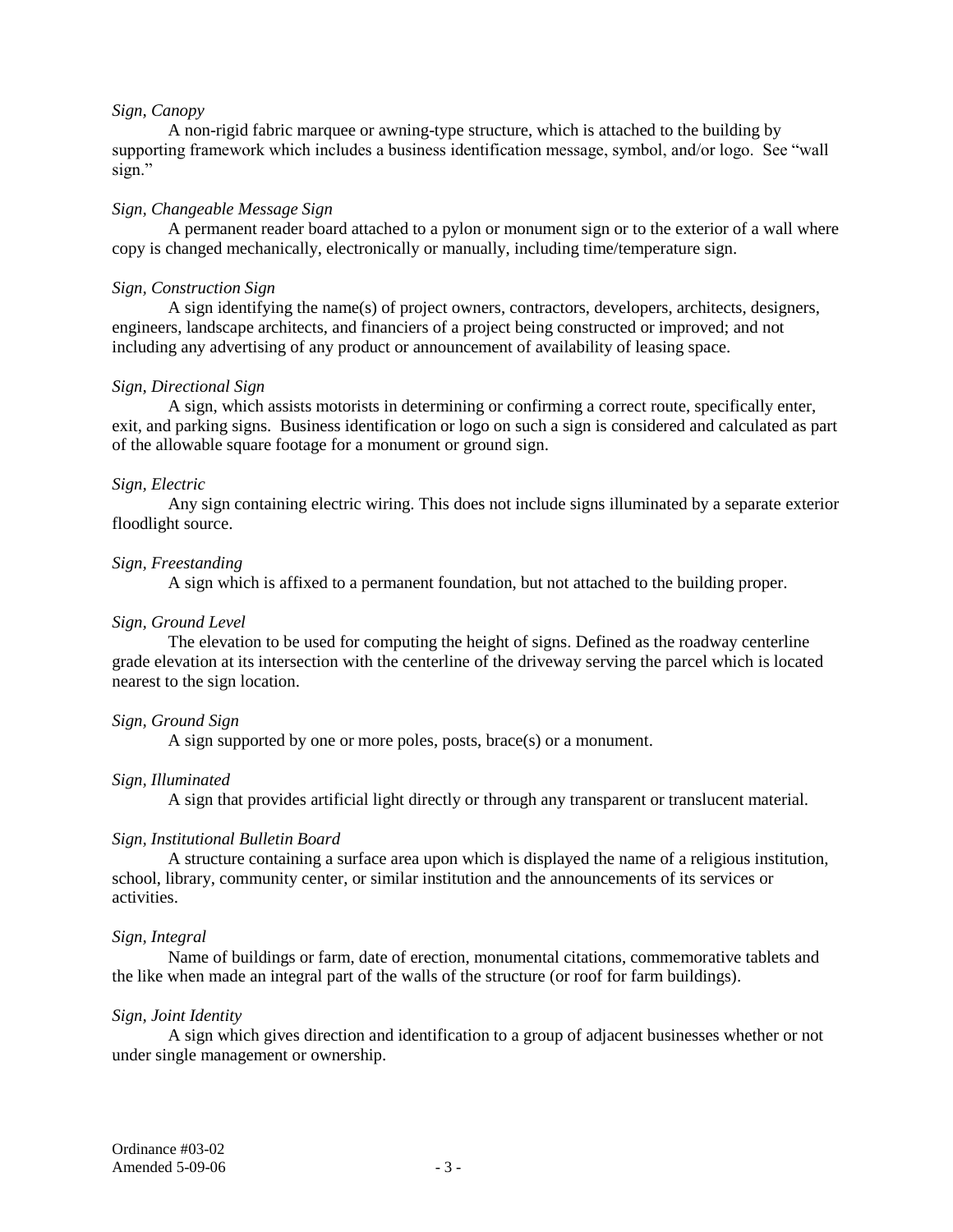*Sign, Canopy*

A non-rigid fabric marquee or awning-type structure, which is attached to the building by supporting framework which includes a business identification message, symbol, and/or logo. See "wall sign."

*Sign, Changeable Message Sign*

A permanent reader board attached to a pylon or monument sign or to the exterior of a wall where copy is changed mechanically, electronically or manually, including time/temperature sign.

*Sign, Construction Sign*

A sign identifying the name(s) of project owners, contractors, developers, architects, designers, engineers, landscape architects, and financiers of a project being constructed or improved; and not including any advertising of any product or announcement of availability of leasing space.

*Sign, Directional Sign*

A sign, which assists motorists in determining or confirming a correct route, specifically enter, exit, and parking signs. Business identification or logo on such a sign is considered and calculated as part of the allowable square footage for a monument or ground sign.

*Sign, Electric*

Any sign containing electric wiring. This does not include signs illuminated by a separate exterior floodlight source.

*Sign, Freestanding*

A sign which is affixed to a permanent foundation, but not attached to the building proper.

*Sign, Ground Level*

The elevation to be used for computing the height of signs. Defined as the roadway centerline grade elevation at its intersection with the centerline of the driveway serving the parcel which is located nearest to the sign location.

*Sign, Ground Sign*

A sign supported by one or more poles, posts, brace(s) or a monument.

*Sign, Illuminated*

A sign that provides artificial light directly or through any transparent or translucent material.

*Sign, Institutional Bulletin Board*

A structure containing a surface area upon which is displayed the name of a religious institution, school, library, community center, or similar institution and the announcements of its services or activities.

*Sign, Integral*

Name of buildings or farm, date of erection, monumental citations, commemorative tablets and the like when made an integral part of the walls of the structure (or roof for farm buildings).

*Sign, Joint Identity*

A sign which gives direction and identification to a group of adjacent businesses whether or not under single management or ownership.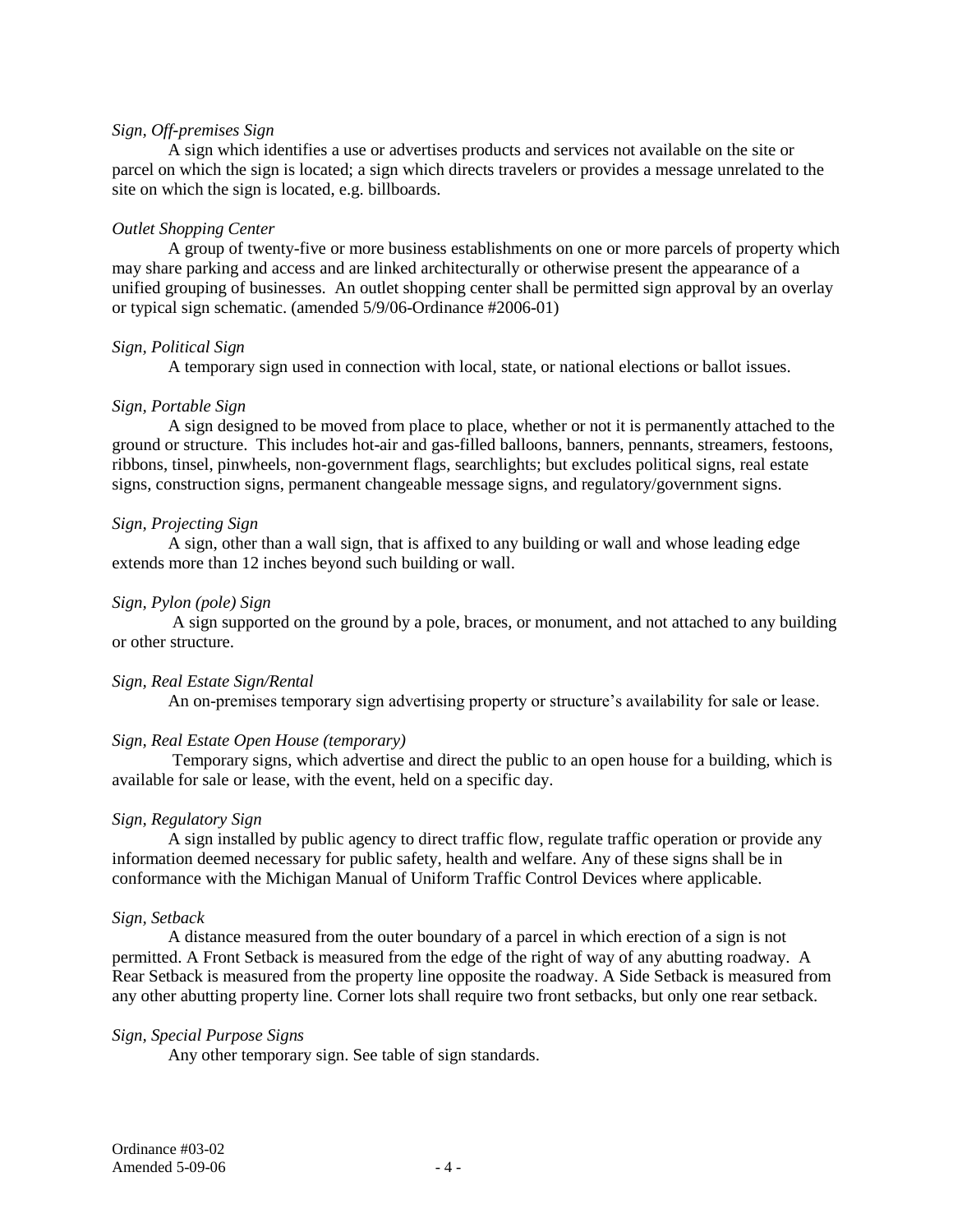*Sign, Off-premises Sign*

A sign which identifies a use or advertises products and services not available on the site or parcel on which the sign is located; a sign which directs travelers or provides a message unrelated to the site on which the sign is located, e.g. billboards.

*Outlet Shopping Center*

A group of twenty-five or more business establishments on one or more parcels of property which may share parking and access and are linked architecturally or otherwise present the appearance of a unified grouping of businesses. An outlet shopping center shall be permitted sign approval by an overlay or typical sign schematic. (amended 5/9/06-Ordinance #2006-01)

*Sign, Political Sign*

A temporary sign used in connection with local, state, or national elections or ballot issues.

*Sign, Portable Sign*

A sign designed to be moved from place to place, whether or not it is permanently attached to the ground or structure. This includes hot-air and gas-filled balloons, banners, pennants, streamers, festoons, ribbons, tinsel, pinwheels, non-government flags, searchlights; but excludes political signs, real estate signs, construction signs, permanent changeable message signs, and regulatory/government signs.

*Sign, Projecting Sign*

A sign, other than a wall sign, that is affixed to any building or wall and whose leading edge extends more than 12 inches beyond such building or wall.

*Sign, Pylon (pole) Sign*

A sign supported on the ground by a pole, braces, or monument, and not attached to any building or other structure.

*Sign, Real Estate Sign/Rental*

An on-premises temporary sign advertising property or structure's availability for sale or lease.

*Sign, Real Estate Open House (temporary)*

Temporary signs, which advertise and direct the public to an open house for a building, which is available for sale or lease, with the event, held on a specific day.

*Sign, Regulatory Sign*

A sign installed by public agency to direct traffic flow, regulate traffic operation or provide any information deemed necessary for public safety, health and welfare. Any of these signs shall be in conformance with the Michigan Manual of Uniform Traffic Control Devices where applicable.

*Sign, Setback*

A distance measured from the outer boundary of a parcel in which erection of a sign is not permitted. A Front Setback is measured from the edge of the right of way of any abutting roadway. A Rear Setback is measured from the property line opposite the roadway. A Side Setback is measured from any other abutting property line. Corner lots shall require two front setbacks, but only one rear setback.

*Sign, Special Purpose Signs*

Any other temporary sign. See table of sign standards.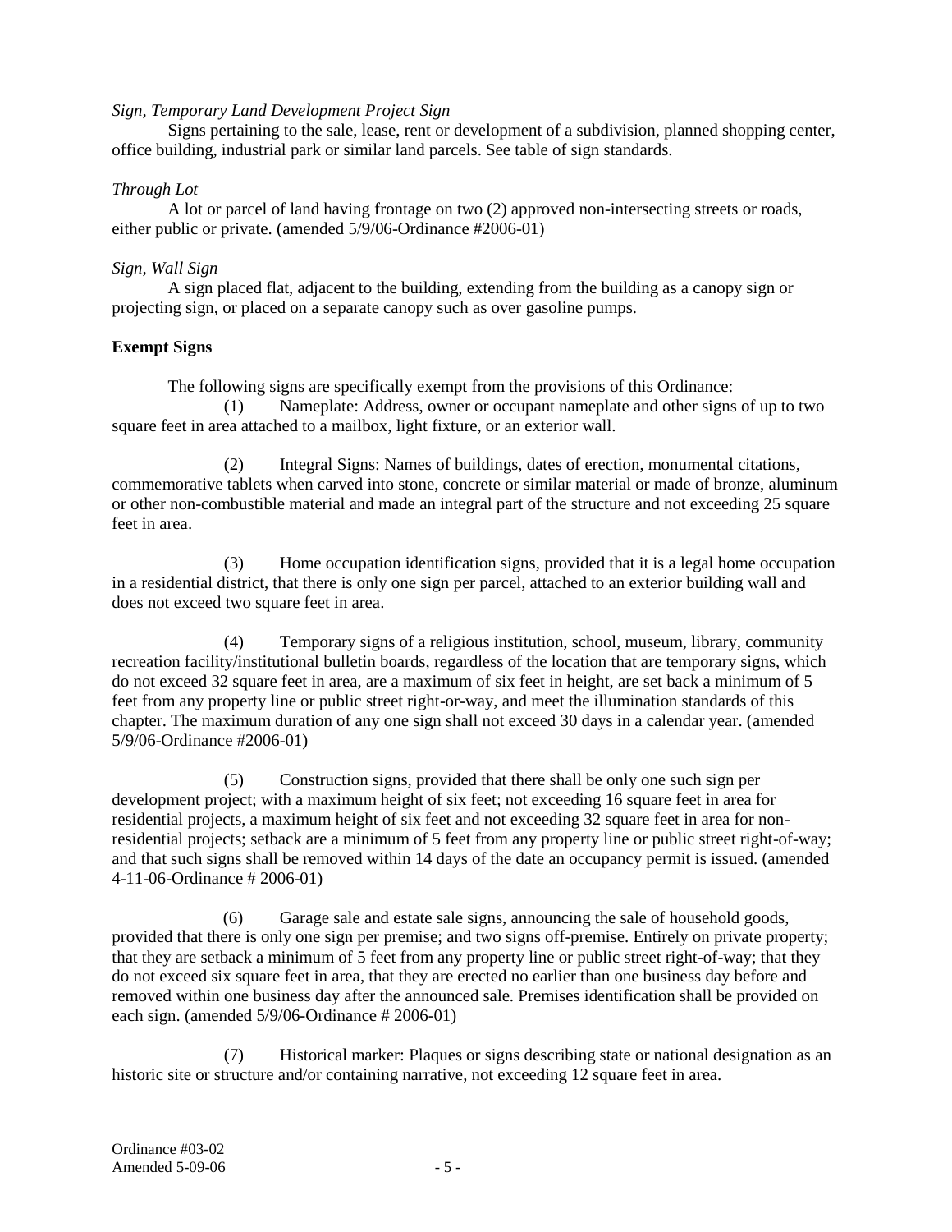*Sign, Temporary Land Development Project Sign*

Signs pertaining to the sale, lease, rent or development of a subdivision, planned shopping center, office building, industrial park or similar land parcels. See table of sign standards.

*Through Lot*

A lot or parcel of land having frontage on two (2) approved non-intersecting streets or roads, either public or private. (amended 5/9/06-Ordinance #2006-01)

*Sign, Wall Sign*

A sign placed flat, adjacent to the building, extending from the building as a canopy sign or projecting sign, or placed on a separate canopy such as over gasoline pumps.

**Exempt Signs**

The following signs are specifically exempt from the provisions of this Ordinance:

(1) Nameplate: Address, owner or occupant nameplate and other signs of up to two square feet in area attached to a mailbox, light fixture, or an exterior wall.

(2) Integral Signs: Names of buildings, dates of erection, monumental citations, commemorative tablets when carved into stone, concrete or similar material or made of bronze, aluminum or other non-combustible material and made an integral part of the structure and not exceeding 25 square feet in area.

(3) Home occupation identification signs, provided that it is a legal home occupation in a residential district, that there is only one sign per parcel, attached to an exterior building wall and does not exceed two square feet in area.

(4) Temporary signs of a religious institution, school, museum, library, community recreation facility/institutional bulletin boards, regardless of the location that are temporary signs, which do not exceed 32 square feet in area, are a maximum of six feet in height, are set back a minimum of 5 feet from any property line or public street right-or-way, and meet the illumination standards of this chapter. The maximum duration of any one sign shall not exceed 30 days in a calendar year. (amended 5/9/06-Ordinance #2006-01)

(5) Construction signs, provided that there shall be only one such sign per development project; with a maximum height of six feet; not exceeding 16 square feet in area for residential projects, a maximum height of six feet and not exceeding 32 square feet in area for non-residential projects; setback are a minimum of 5 feet from any property line or public street right-of-way; and that such signs shall be removed within 14 days of the date an occupancy permit is issued. (amended 4-11-06-Ordinance # 2006-01)

(6) Garage sale and estate sale signs, announcing the sale of household goods, provided that there is only one sign per premise; and two signs off-premise. Entirely on private property; that they are setback a minimum of 5 feet from any property line or public street right-of-way; that they do not exceed six square feet in area, that they are erected no earlier than one business day before and removed within one business day after the announced sale. Premises identification shall be provided on each sign. (amended 5/9/06-Ordinance # 2006-01)

(7) Historical marker: Plaques or signs describing state or national designation as an historic site or structure and/or containing narrative, not exceeding 12 square feet in area.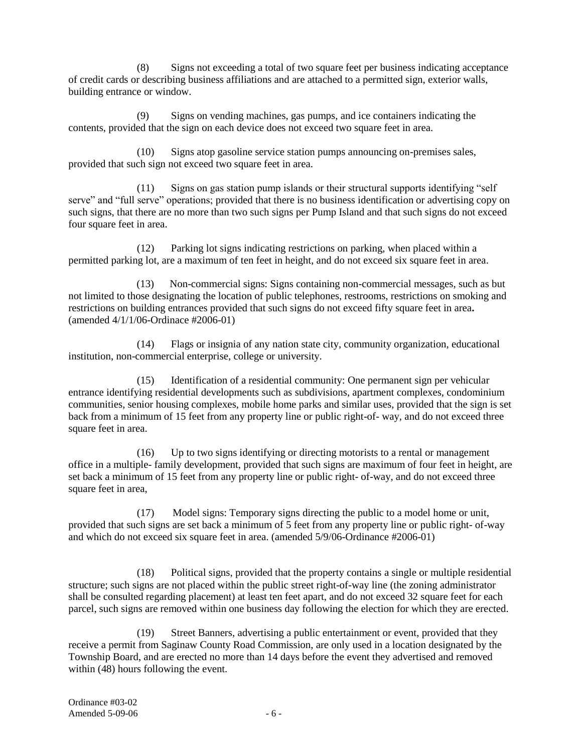(8) Signs not exceeding a total of two square feet per business indicating acceptance of credit cards or describing business affiliations and are attached to a permitted sign, exterior walls, building entrance or window.

(9) Signs on vending machines, gas pumps, and ice containers indicating the contents, provided that the sign on each device does not exceed two square feet in area.

(10) Signs atop gasoline service station pumps announcing on-premises sales, provided that such sign not exceed two square feet in area.

(11) Signs on gas station pump islands or their structural supports identifying "self serve" and "full serve" operations; provided that there is no business identification or advertising copy on such signs, that there are no more than two such signs per Pump Island and that such signs do not exceed four square feet in area.

(12) Parking lot signs indicating restrictions on parking, when placed within a permitted parking lot, are a maximum of ten feet in height, and do not exceed six square feet in area.

(13) Non-commercial signs: Signs containing non-commercial messages, such as but not limited to those designating the location of public telephones, restrooms, restrictions on smoking and restrictions on building entrances provided that such signs do not exceed fifty square feet in area**.** (amended 4/1/1/06-Ordinace #2006-01)

(14) Flags or insignia of any nation state city, community organization, educational institution, non-commercial enterprise, college or university.

(15) Identification of a residential community: One permanent sign per vehicular entrance identifying residential developments such as subdivisions, apartment complexes, condominium communities, senior housing complexes, mobile home parks and similar uses, provided that the sign is set back from a minimum of 15 feet from any property line or public right-of- way, and do not exceed three square feet in area.

(16) Up to two signs identifying or directing motorists to a rental or management office in a multiple- family development, provided that such signs are maximum of four feet in height, are set back a minimum of 15 feet from any property line or public right- of-way, and do not exceed three square feet in area,

(17) Model signs: Temporary signs directing the public to a model home or unit, provided that such signs are set back a minimum of 5 feet from any property line or public right- of-way and which do not exceed six square feet in area. (amended 5/9/06-Ordinance #2006-01)

(18) Political signs, provided that the property contains a single or multiple residential structure; such signs are not placed within the public street right-of-way line (the zoning administrator shall be consulted regarding placement) at least ten feet apart, and do not exceed 32 square feet for each parcel, such signs are removed within one business day following the election for which they are erected.

(19) Street Banners, advertising a public entertainment or event, provided that they receive a permit from Saginaw County Road Commission, are only used in a location designated by the Township Board, and are erected no more than 14 days before the event they advertised and removed within (48) hours following the event.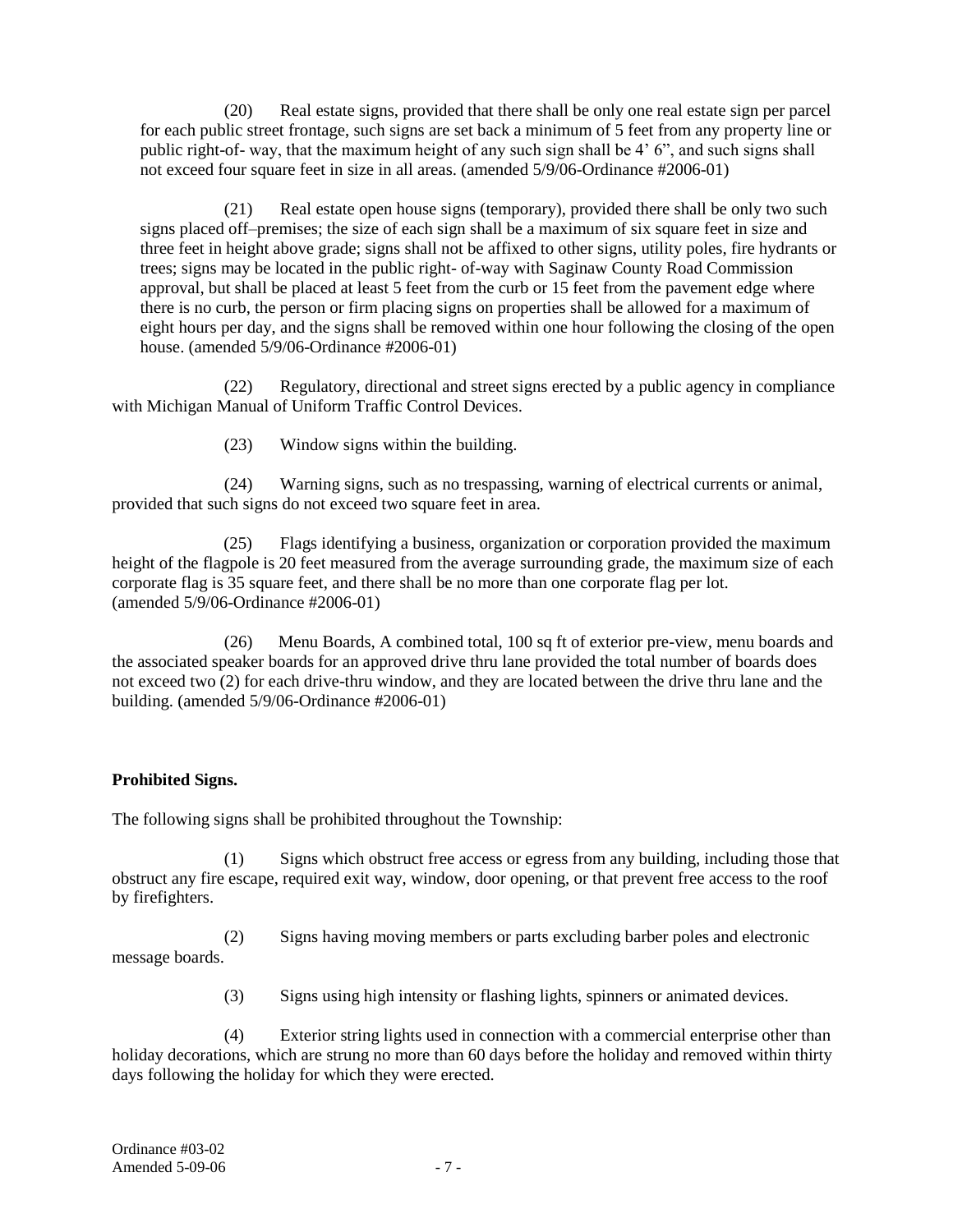(20) Real estate signs, provided that there shall be only one real estate sign per parcel for each public street frontage, such signs are set back a minimum of 5 feet from any property line or public right-of- way, that the maximum height of any such sign shall be 4' 6", and such signs shall not exceed four square feet in size in all areas. (amended 5/9/06-Ordinance #2006-01)

(21) Real estate open house signs (temporary), provided there shall be only two such signs placed off–premises; the size of each sign shall be a maximum of six square feet in size and three feet in height above grade; signs shall not be affixed to other signs, utility poles, fire hydrants or trees; signs may be located in the public right- of-way with Saginaw County Road Commission approval, but shall be placed at least 5 feet from the curb or 15 feet from the pavement edge where there is no curb, the person or firm placing signs on properties shall be allowed for a maximum of eight hours per day, and the signs shall be removed within one hour following the closing of the open house. (amended 5/9/06-Ordinance #2006-01)

(22) Regulatory, directional and street signs erected by a public agency in compliance with Michigan Manual of Uniform Traffic Control Devices.

(23) Window signs within the building.

(24) Warning signs, such as no trespassing, warning of electrical currents or animal, provided that such signs do not exceed two square feet in area.

(25) Flags identifying a business, organization or corporation provided the maximum height of the flagpole is 20 feet measured from the average surrounding grade, the maximum size of each corporate flag is 35 square feet, and there shall be no more than one corporate flag per lot. (amended 5/9/06-Ordinance #2006-01)

(26) Menu Boards, A combined total, 100 sq ft of exterior pre-view, menu boards and the associated speaker boards for an approved drive thru lane provided the total number of boards does not exceed two (2) for each drive-thru window, and they are located between the drive thru lane and the building. (amended 5/9/06-Ordinance #2006-01)

**Prohibited Signs.**

The following signs shall be prohibited throughout the Township:

(1) Signs which obstruct free access or egress from any building, including those that obstruct any fire escape, required exit way, window, door opening, or that prevent free access to the roof by firefighters.

(2) Signs having moving members or parts excluding barber poles and electronic message boards.

(3) Signs using high intensity or flashing lights, spinners or animated devices.

(4) Exterior string lights used in connection with a commercial enterprise other than holiday decorations, which are strung no more than 60 days before the holiday and removed within thirty days following the holiday for which they were erected.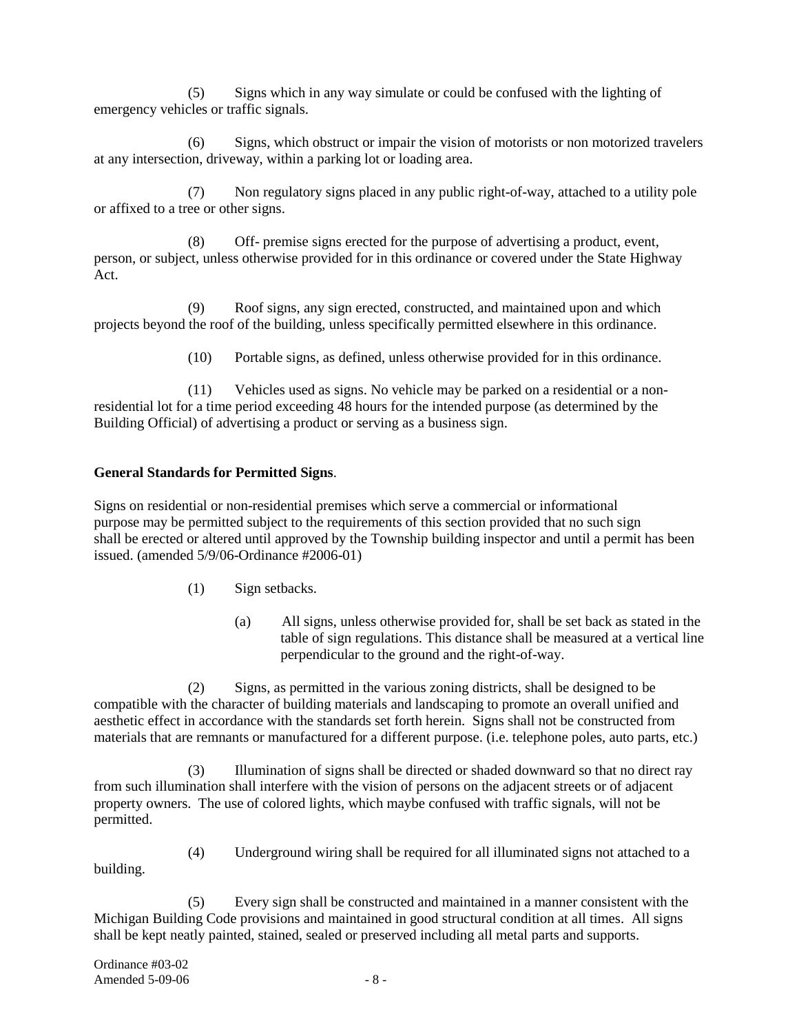(5) Signs which in any way simulate or could be confused with the lighting of emergency vehicles or traffic signals.

(6) Signs, which obstruct or impair the vision of motorists or non motorized travelers at any intersection, driveway, within a parking lot or loading area.

(7) Non regulatory signs placed in any public right-of-way, attached to a utility pole or affixed to a tree or other signs.

(8) Off- premise signs erected for the purpose of advertising a product, event, person, or subject, unless otherwise provided for in this ordinance or covered under the State Highway Act.

(9) Roof signs, any sign erected, constructed, and maintained upon and which projects beyond the roof of the building, unless specifically permitted elsewhere in this ordinance.

(10) Portable signs, as defined, unless otherwise provided for in this ordinance.

(11) Vehicles used as signs. No vehicle may be parked on a residential or a non-residential lot for a time period exceeding 48 hours for the intended purpose (as determined by the Building Official) of advertising a product or serving as a business sign.

**General Standards for Permitted Signs**.

Signs on residential or non-residential premises which serve a commercial or informational purpose may be permitted subject to the requirements of this section provided that no such sign shall be erected or altered until approved by the Township building inspector and until a permit has been issued. (amended 5/9/06-Ordinance #2006-01)

(1) Sign setbacks.

(a) All signs, unless otherwise provided for, shall be set back as stated in the table of sign regulations. This distance shall be measured at a vertical line perpendicular to the ground and the right-of-way.

(2) Signs, as permitted in the various zoning districts, shall be designed to be compatible with the character of building materials and landscaping to promote an overall unified and aesthetic effect in accordance with the standards set forth herein. Signs shall not be constructed from materials that are remnants or manufactured for a different purpose. (i.e. telephone poles, auto parts, etc.)

(3) Illumination of signs shall be directed or shaded downward so that no direct ray from such illumination shall interfere with the vision of persons on the adjacent streets or of adjacent property owners. The use of colored lights, which maybe confused with traffic signals, will not be permitted.

(4) Underground wiring shall be required for all illuminated signs not attached to a building.

(5) Every sign shall be constructed and maintained in a manner consistent with the Michigan Building Code provisions and maintained in good structural condition at all times. All signs shall be kept neatly painted, stained, sealed or preserved including all metal parts and supports.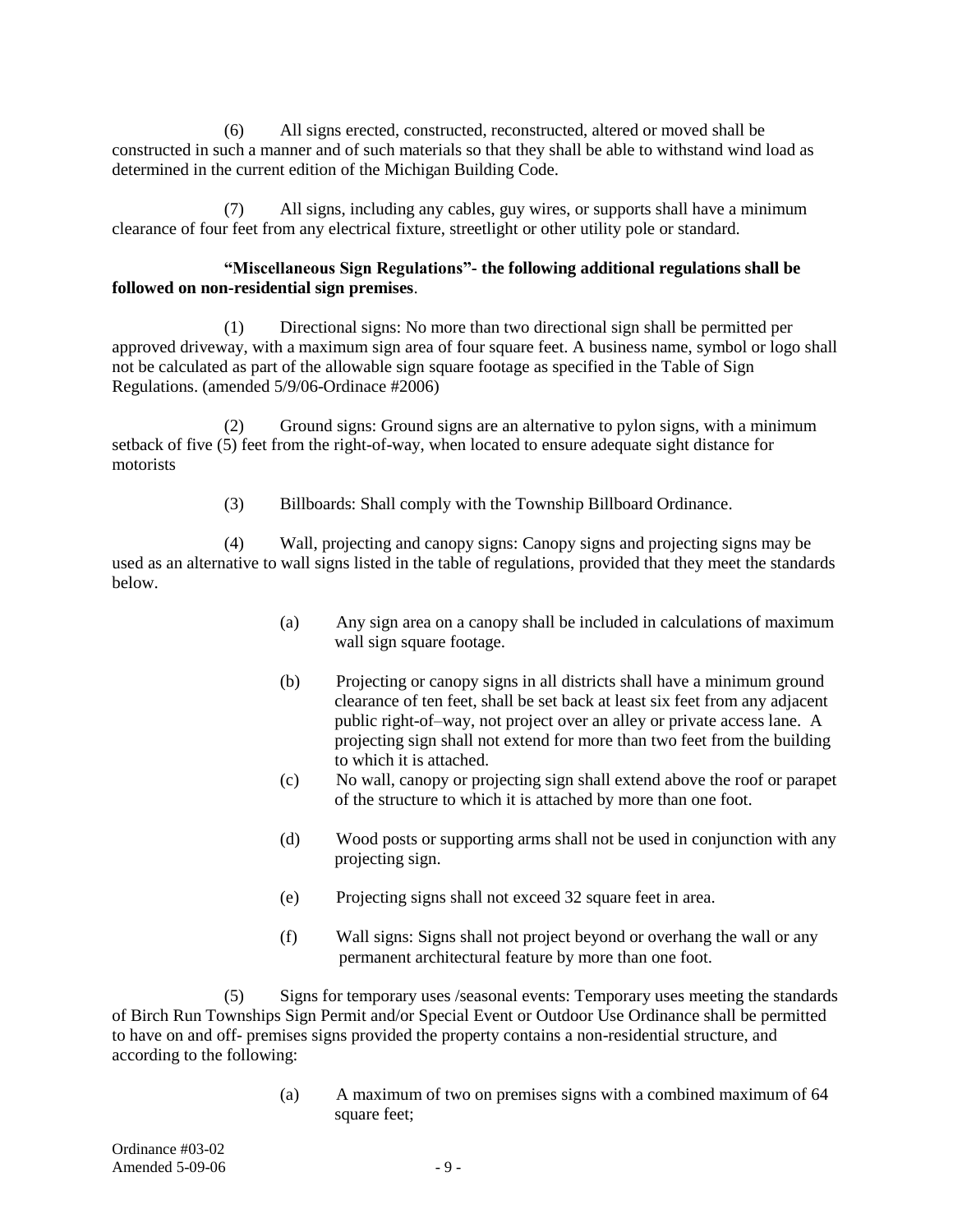(6) All signs erected, constructed, reconstructed, altered or moved shall be constructed in such a manner and of such materials so that they shall be able to withstand wind load as determined in the current edition of the Michigan Building Code.

(7) All signs, including any cables, guy wires, or supports shall have a minimum clearance of four feet from any electrical fixture, streetlight or other utility pole or standard.

**"Miscellaneous Sign Regulations"- the following additional regulations shall be followed on non-residential sign premises**.

(1) Directional signs: No more than two directional sign shall be permitted per approved driveway, with a maximum sign area of four square feet. A business name, symbol or logo shall not be calculated as part of the allowable sign square footage as specified in the Table of Sign Regulations. (amended 5/9/06-Ordinace #2006)

(2) Ground signs: Ground signs are an alternative to pylon signs, with a minimum setback of five (5) feet from the right-of-way, when located to ensure adequate sight distance for motorists

(3) Billboards: Shall comply with the Township Billboard Ordinance.

(4) Wall, projecting and canopy signs: Canopy signs and projecting signs may be used as an alternative to wall signs listed in the table of regulations, provided that they meet the standards below.

(a) Any sign area on a canopy shall be included in calculations of maximum wall sign square footage.

(b) Projecting or canopy signs in all districts shall have a minimum ground clearance of ten feet, shall be set back at least six feet from any adjacent public right-of–way, not project over an alley or private access lane. A projecting sign shall not extend for more than two feet from the building to which it is attached.

(c) No wall, canopy or projecting sign shall extend above the roof or parapet of the structure to which it is attached by more than one foot.

(d) Wood posts or supporting arms shall not be used in conjunction with any projecting sign.

(e) Projecting signs shall not exceed 32 square feet in area.

(f) Wall signs: Signs shall not project beyond or overhang the wall or any permanent architectural feature by more than one foot.

(5) Signs for temporary uses /seasonal events: Temporary uses meeting the standards of Birch Run Townships Sign Permit and/or Special Event or Outdoor Use Ordinance shall be permitted to have on and off- premises signs provided the property contains a non-residential structure, and according to the following:

(a) A maximum of two on premises signs with a combined maximum of 64 square feet;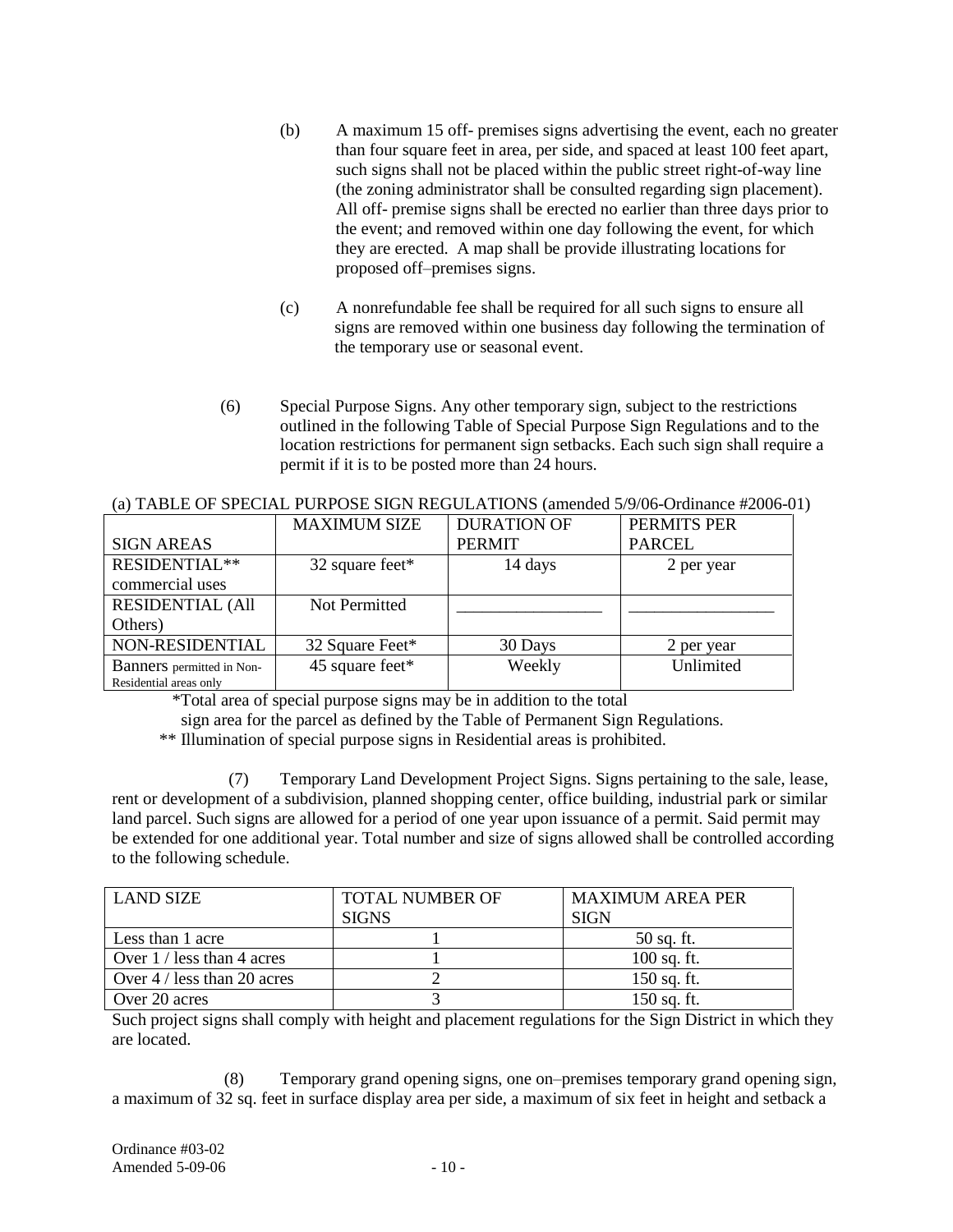(b) A maximum 15 off- premises signs advertising the event, each no greater than four square feet in area, per side, and spaced at least 100 feet apart, such signs shall not be placed within the public street right-of-way line (the zoning administrator shall be consulted regarding sign placement). All off- premise signs shall be erected no earlier than three days prior to the event; and removed within one day following the event, for which they are erected. A map shall be provide illustrating locations for proposed off–premises signs.

(c) A nonrefundable fee shall be required for all such signs to ensure all signs are removed within one business day following the termination of the temporary use or seasonal event.

(6) Special Purpose Signs. Any other temporary sign, subject to the restrictions outlined in the following Table of Special Purpose Sign Regulations and to the location restrictions for permanent sign setbacks. Each such sign shall require a permit if it is to be posted more than 24 hours.

(a) TABLE OF SPECIAL PURPOSE SIGN REGULATIONS (amended 5/9/06-Ordinance #2006-01)

| SIGN AREAS | MAXIMUM SIZE | DURATION OF PERMIT | PERMITS PER PARCEL |
|---|---|---|---|
| RESIDENTIAL** commercial uses | 32 square feet* | 14 days | 2 per year |
| RESIDENTIAL (All Others) | Not Permitted | ________________ | ________________ |
| NON-RESIDENTIAL | 32 Square Feet* | 30 Days | 2 per year |
| Banners permitted in Non-Residential areas only | 45 square feet* | Weekly | Unlimited |

*Total area of special purpose signs may be in addition to the total sign area for the parcel as defined by the Table of Permanent Sign Regulations.

** Illumination of special purpose signs in Residential areas is prohibited.

(7) Temporary Land Development Project Signs. Signs pertaining to the sale, lease, rent or development of a subdivision, planned shopping center, office building, industrial park or similar land parcel. Such signs are allowed for a period of one year upon issuance of a permit. Said permit may be extended for one additional year. Total number and size of signs allowed shall be controlled according to the following schedule.

| LAND SIZE | TOTAL NUMBER OF SIGNS | MAXIMUM AREA PER SIGN |
|---|---|---|
| Less than 1 acre | 1 | 50 sq. ft. |
| Over 1 / less than 4 acres | 1 | 100 sq. ft. |
| Over 4 / less than 20 acres | 2 | 150 sq. ft. |
| Over 20 acres | 3 | 150 sq. ft. |

Such project signs shall comply with height and placement regulations for the Sign District in which they are located.

(8) Temporary grand opening signs, one on–premises temporary grand opening sign, a maximum of 32 sq. feet in surface display area per side, a maximum of six feet in height and setback a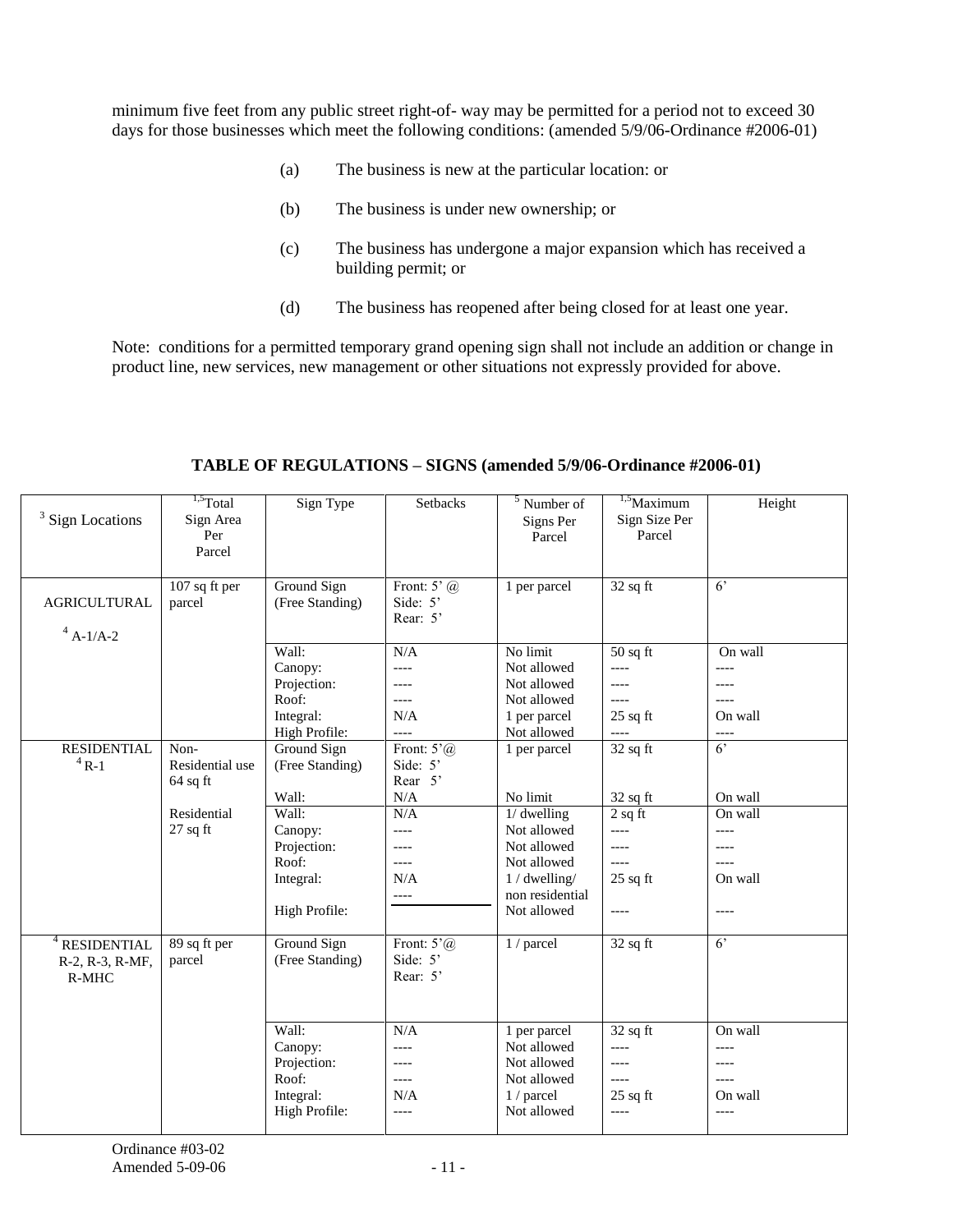minimum five feet from any public street right-of- way may be permitted for a period not to exceed 30 days for those businesses which meet the following conditions: (amended 5/9/06-Ordinance #2006-01)

(a) The business is new at the particular location: or

(b) The business is under new ownership; or

(c) The business has undergone a major expansion which has received a building permit; or

(d) The business has reopened after being closed for at least one year.

Note: conditions for a permitted temporary grand opening sign shall not include an addition or change in product line, new services, new management or other situations not expressly provided for above.

**TABLE OF REGULATIONS – SIGNS (amended 5/9/06-Ordinance #2006-01)**

| [3] Sign Locations | [1,5] Total Sign Area Per Parcel | Sign Type | Setbacks | [5] Number of Signs Per Parcel | [1,5] Maximum Sign Size Per Parcel | Height |
|---|---|---|---|---|---|---|
| AGRICULTURAL<br>[4] A-1/A-2 | 107 sq ft per parcel | Ground Sign (Free Standing) | Front: 5' @<br>Side: 5'<br>Rear: 5' | 1 per parcel | 32 sq ft | 6' |
| | | Wall:<br>Canopy:<br>Projection:<br>Roof:<br>Integral:<br>High Profile: | N/A<br>----<br>----<br>----<br>N/A<br>---- | No limit<br>Not allowed<br>Not allowed<br>Not allowed<br>1 per parcel<br>Not allowed | 50 sq ft<br>----<br>----<br>----<br>25 sq ft<br>---- | On wall<br>----<br>----<br>----<br>On wall<br>---- |
| RESIDENTIAL<br>[4] R-1 | Non-Residential use<br>64 sq ft | Ground Sign (Free Standing)<br><br>Wall: | Front: 5'@<br>Side: 5'<br>Rear 5'<br>N/A | 1 per parcel<br><br><br>No limit | 32 sq ft<br><br><br>32 sq ft | 6'<br><br><br>On wall |
| | Residential<br>27 sq ft | Wall:<br>Canopy:<br>Projection:<br>Roof:<br>Integral:<br><br>High Profile: | N/A<br>----<br>----<br>----<br>N/A<br>---- | 1/ dwelling<br>Not allowed<br>Not allowed<br>Not allowed<br>1 / dwelling/ non residential<br>Not allowed | 2 sq ft<br>----<br>----<br>----<br>25 sq ft<br><br>---- | On wall<br>----<br>----<br>----<br>On wall<br><br>---- |
| [4] RESIDENTIAL<br>R-2, R-3, R-MF, R-MHC | 89 sq ft per parcel | Ground Sign (Free Standing) | Front: 5'@<br>Side: 5'<br>Rear: 5' | 1 / parcel | 32 sq ft | 6' |
| | | Wall:<br>Canopy:<br>Projection:<br>Roof:<br>Integral:<br>High Profile: | N/A<br>----<br>----<br>----<br>N/A<br>---- | 1 per parcel<br>Not allowed<br>Not allowed<br>Not allowed<br>1 / parcel<br>Not allowed | 32 sq ft<br>----<br>----<br>----<br>25 sq ft<br>---- | On wall<br>----<br>----<br>----<br>On wall<br>---- |

Ordinance #03-02
Amended 5-09-06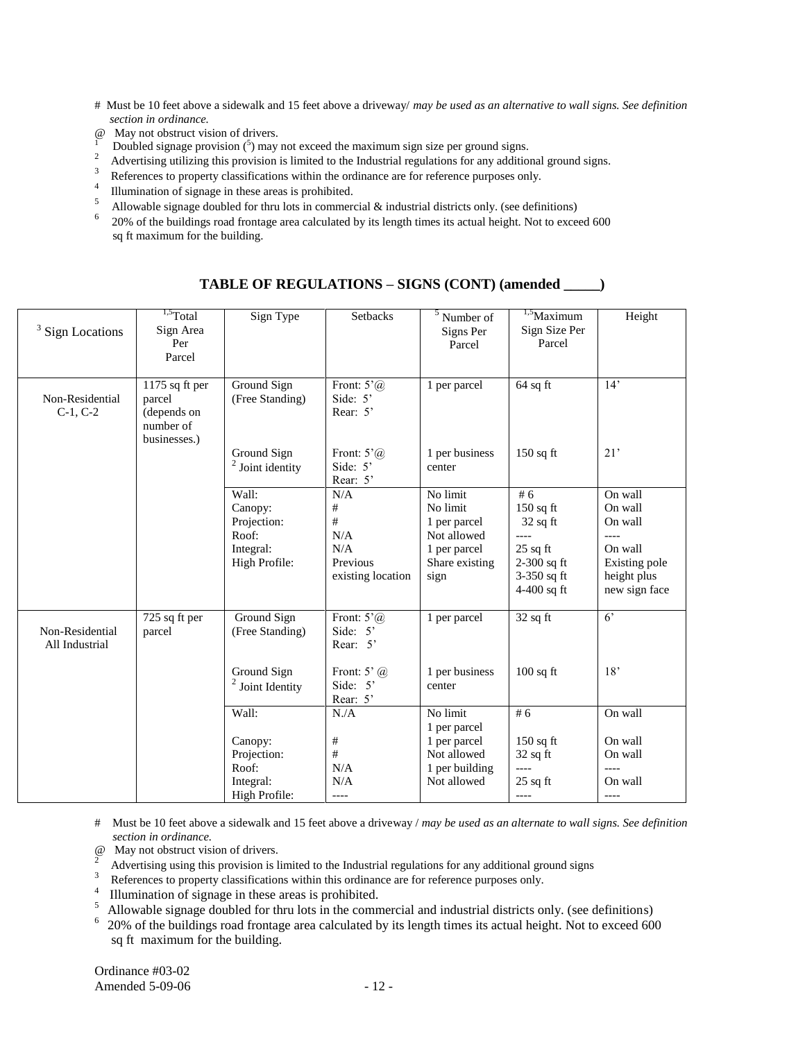# Must be 10 feet above a sidewalk and 15 feet above a driveway/ *may be used as an alternative to wall signs. See definition section in ordinance.*

@ May not obstruct vision of drivers.

[1] Doubled signage provision ([5]) may not exceed the maximum sign size per ground signs.

[2] Advertising utilizing this provision is limited to the Industrial regulations for any additional ground signs.

[3] References to property classifications within the ordinance are for reference purposes only.

[4] Illumination of signage in these areas is prohibited.

[5] Allowable signage doubled for thru lots in commercial & industrial districts only. (see definitions)

[6] 20% of the buildings road frontage area calculated by its length times its actual height. Not to exceed 600 sq ft maximum for the building.

## TABLE OF REGULATIONS – SIGNS (CONT) (amended _____)

| [3] Sign Locations | [1,5]Total Sign Area Per Parcel | Sign Type | Setbacks | [5] Number of Signs Per Parcel | [1,5]Maximum Sign Size Per Parcel | Height |
|---|---|---|---|---|---|---|
| Non-Residential C-1, C-2 | 1175 sq ft per parcel (depends on number of businesses.) | Ground Sign (Free Standing) | Front: 5'@<br>Side: 5'<br>Rear: 5' | 1 per parcel | 64 sq ft | 14' |
| | | Ground Sign<br>[2] Joint identity | Front: 5'@<br>Side: 5'<br>Rear: 5' | 1 per business center | 150 sq ft | 21' |
| | | Wall:<br>Canopy:<br>Projection:<br>Roof:<br>Integral:<br>High Profile: | N/A<br>#<br>#<br>N/A<br>N/A<br>Previous existing location | No limit<br>No limit<br>1 per parcel<br>Not allowed<br>1 per parcel<br>Share existing sign | # 6<br>150 sq ft<br>32 sq ft<br>----<br>25 sq ft<br>2-300 sq ft<br>3-350 sq ft<br>4-400 sq ft | On wall<br>On wall<br>On wall<br>----<br>On wall<br>Existing pole height plus new sign face |
| Non-Residential All Industrial | 725 sq ft per parcel | Ground Sign (Free Standing) | Front: 5'@<br>Side: 5'<br>Rear: 5' | 1 per parcel | 32 sq ft | 6' |
| | | Ground Sign<br>[2] Joint Identity | Front: 5' @<br>Side: 5'<br>Rear: 5' | 1 per business center | 100 sq ft | 18' |
| | | Wall:<br><br>Canopy:<br>Projection:<br>Roof:<br>Integral:<br>High Profile: | N./A<br><br>#<br>#<br>N/A<br>N/A<br>---- | No limit<br>1 per parcel<br>1 per parcel<br>Not allowed<br>1 per building<br>Not allowed | # 6<br><br>150 sq ft<br>32 sq ft<br>----<br>25 sq ft<br>---- | On wall<br><br>On wall<br>On wall<br>----<br>On wall<br>---- |

# Must be 10 feet above a sidewalk and 15 feet above a driveway / *may be used as an alternate to wall signs. See definition section in ordinance.*

@ May not obstruct vision of drivers.

[2] Advertising using this provision is limited to the Industrial regulations for any additional ground signs

[3] References to property classifications within this ordinance are for reference purposes only.

[4] Illumination of signage in these areas is prohibited.

[5] Allowable signage doubled for thru lots in the commercial and industrial districts only. (see definitions)

[6] 20% of the buildings road frontage area calculated by its length times its actual height. Not to exceed 600 sq ft maximum for the building.

Ordinance #03-02
Amended 5-09-06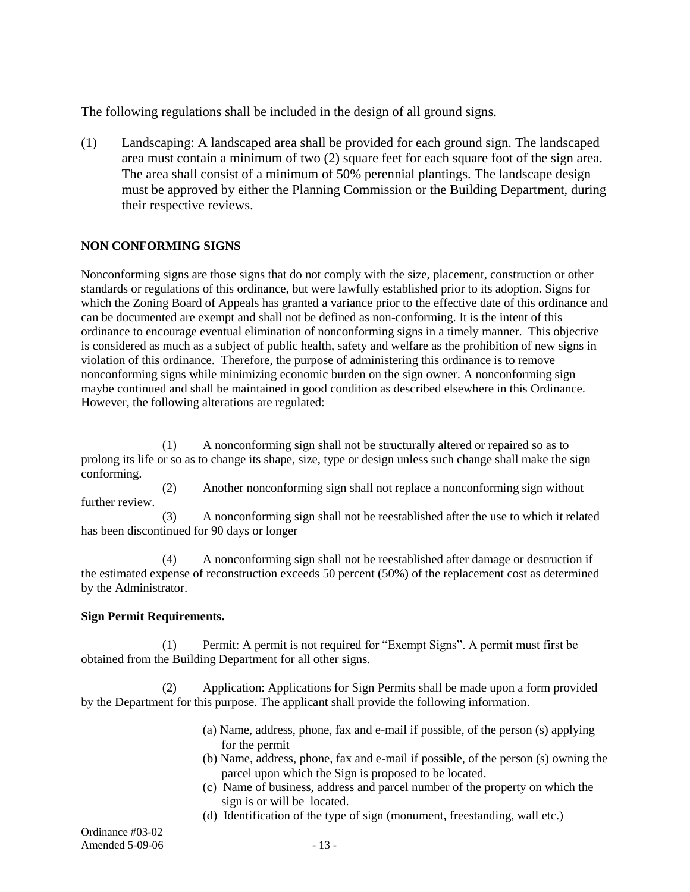The following regulations shall be included in the design of all ground signs.

(1) Landscaping: A landscaped area shall be provided for each ground sign. The landscaped area must contain a minimum of two (2) square feet for each square foot of the sign area. The area shall consist of a minimum of 50% perennial plantings. The landscape design must be approved by either the Planning Commission or the Building Department, during their respective reviews.

**NON CONFORMING SIGNS**

Nonconforming signs are those signs that do not comply with the size, placement, construction or other standards or regulations of this ordinance, but were lawfully established prior to its adoption. Signs for which the Zoning Board of Appeals has granted a variance prior to the effective date of this ordinance and can be documented are exempt and shall not be defined as non-conforming. It is the intent of this ordinance to encourage eventual elimination of nonconforming signs in a timely manner. This objective is considered as much as a subject of public health, safety and welfare as the prohibition of new signs in violation of this ordinance. Therefore, the purpose of administering this ordinance is to remove nonconforming signs while minimizing economic burden on the sign owner. A nonconforming sign maybe continued and shall be maintained in good condition as described elsewhere in this Ordinance. However, the following alterations are regulated:

(1) A nonconforming sign shall not be structurally altered or repaired so as to prolong its life or so as to change its shape, size, type or design unless such change shall make the sign conforming.

(2) Another nonconforming sign shall not replace a nonconforming sign without further review.

(3) A nonconforming sign shall not be reestablished after the use to which it related has been discontinued for 90 days or longer

(4) A nonconforming sign shall not be reestablished after damage or destruction if the estimated expense of reconstruction exceeds 50 percent (50%) of the replacement cost as determined by the Administrator.

**Sign Permit Requirements.**

(1) Permit: A permit is not required for "Exempt Signs". A permit must first be obtained from the Building Department for all other signs.

(2) Application: Applications for Sign Permits shall be made upon a form provided by the Department for this purpose. The applicant shall provide the following information.

(a) Name, address, phone, fax and e-mail if possible, of the person (s) applying for the permit
(b) Name, address, phone, fax and e-mail if possible, of the person (s) owning the parcel upon which the Sign is proposed to be located.
(c) Name of business, address and parcel number of the property on which the sign is or will be located.
(d) Identification of the type of sign (monument, freestanding, wall etc.)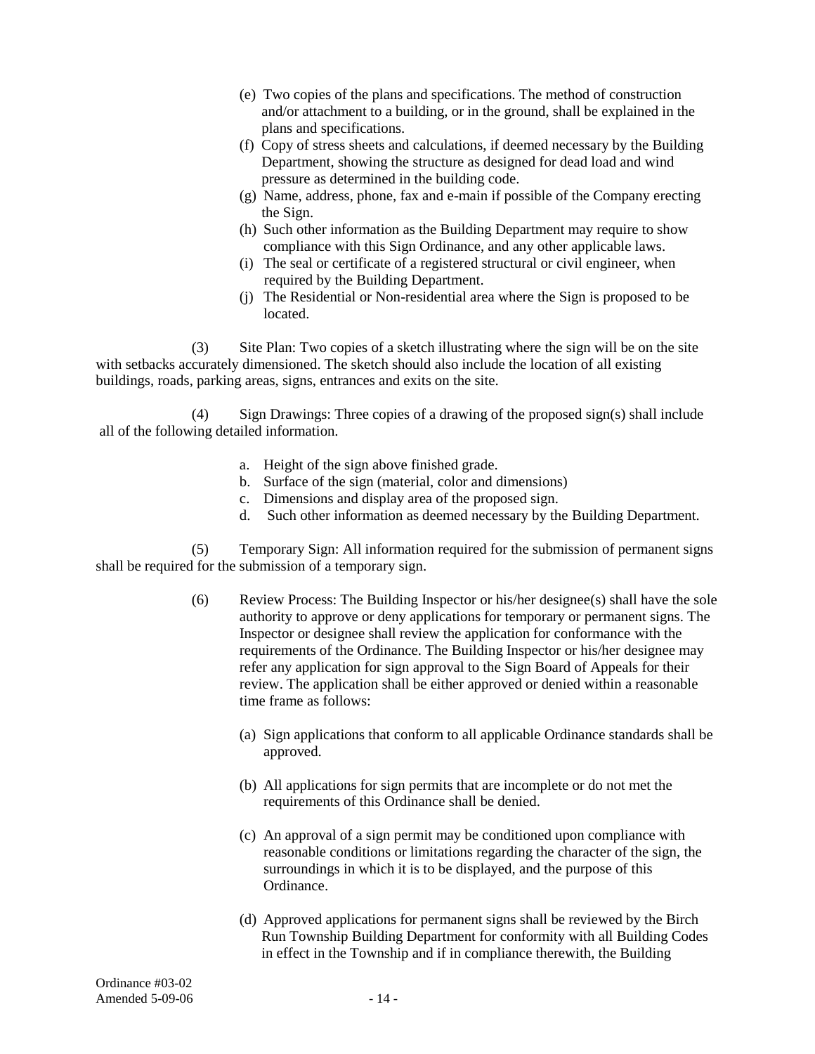(e) Two copies of the plans and specifications. The method of construction and/or attachment to a building, or in the ground, shall be explained in the plans and specifications.

(f) Copy of stress sheets and calculations, if deemed necessary by the Building Department, showing the structure as designed for dead load and wind pressure as determined in the building code.

(g) Name, address, phone, fax and e-main if possible of the Company erecting the Sign.

(h) Such other information as the Building Department may require to show compliance with this Sign Ordinance, and any other applicable laws.

(i) The seal or certificate of a registered structural or civil engineer, when required by the Building Department.

(j) The Residential or Non-residential area where the Sign is proposed to be located.

(3) Site Plan: Two copies of a sketch illustrating where the sign will be on the site with setbacks accurately dimensioned. The sketch should also include the location of all existing buildings, roads, parking areas, signs, entrances and exits on the site.

(4) Sign Drawings: Three copies of a drawing of the proposed sign(s) shall include all of the following detailed information.

a. Height of the sign above finished grade.
b. Surface of the sign (material, color and dimensions)
c. Dimensions and display area of the proposed sign.
d. Such other information as deemed necessary by the Building Department.

(5) Temporary Sign: All information required for the submission of permanent signs shall be required for the submission of a temporary sign.

(6) Review Process: The Building Inspector or his/her designee(s) shall have the sole authority to approve or deny applications for temporary or permanent signs. The Inspector or designee shall review the application for conformance with the requirements of the Ordinance. The Building Inspector or his/her designee may refer any application for sign approval to the Sign Board of Appeals for their review. The application shall be either approved or denied within a reasonable time frame as follows:

(a) Sign applications that conform to all applicable Ordinance standards shall be approved.

(b) All applications for sign permits that are incomplete or do not met the requirements of this Ordinance shall be denied.

(c) An approval of a sign permit may be conditioned upon compliance with reasonable conditions or limitations regarding the character of the sign, the surroundings in which it is to be displayed, and the purpose of this Ordinance.

(d) Approved applications for permanent signs shall be reviewed by the Birch Run Township Building Department for conformity with all Building Codes in effect in the Township and if in compliance therewith, the Building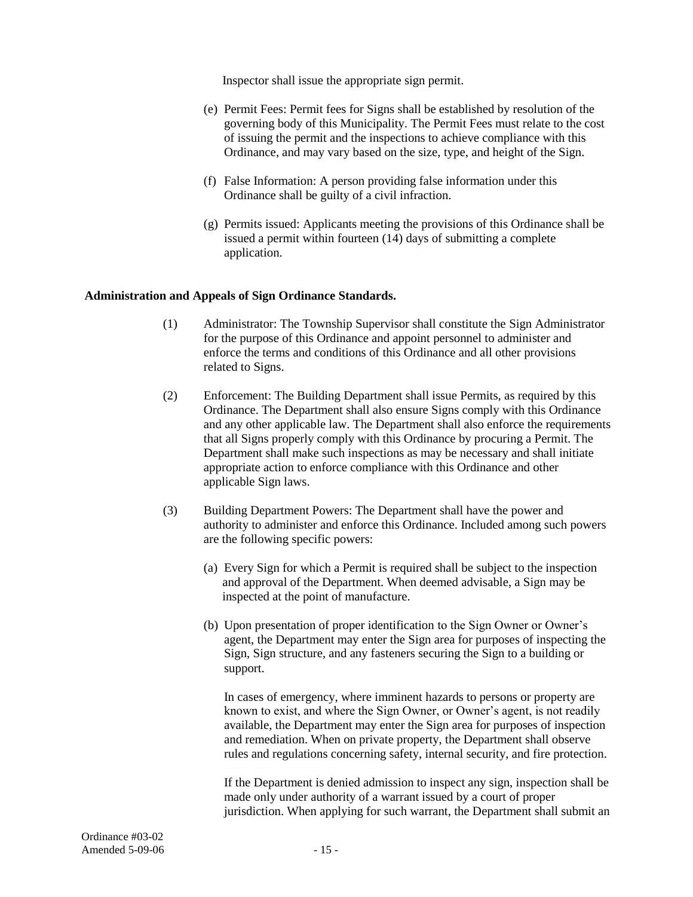Inspector shall issue the appropriate sign permit.

(e) Permit Fees: Permit fees for Signs shall be established by resolution of the governing body of this Municipality. The Permit Fees must relate to the cost of issuing the permit and the inspections to achieve compliance with this Ordinance, and may vary based on the size, type, and height of the Sign.

(f) False Information: A person providing false information under this Ordinance shall be guilty of a civil infraction.

(g) Permits issued: Applicants meeting the provisions of this Ordinance shall be issued a permit within fourteen (14) days of submitting a complete application.

**Administration and Appeals of Sign Ordinance Standards.**

(1) Administrator: The Township Supervisor shall constitute the Sign Administrator for the purpose of this Ordinance and appoint personnel to administer and enforce the terms and conditions of this Ordinance and all other provisions related to Signs.

(2) Enforcement: The Building Department shall issue Permits, as required by this Ordinance. The Department shall also ensure Signs comply with this Ordinance and any other applicable law. The Department shall also enforce the requirements that all Signs properly comply with this Ordinance by procuring a Permit. The Department shall make such inspections as may be necessary and shall initiate appropriate action to enforce compliance with this Ordinance and other applicable Sign laws.

(3) Building Department Powers: The Department shall have the power and authority to administer and enforce this Ordinance. Included among such powers are the following specific powers:

(a) Every Sign for which a Permit is required shall be subject to the inspection and approval of the Department. When deemed advisable, a Sign may be inspected at the point of manufacture.

(b) Upon presentation of proper identification to the Sign Owner or Owner's agent, the Department may enter the Sign area for purposes of inspecting the Sign, Sign structure, and any fasteners securing the Sign to a building or support.

In cases of emergency, where imminent hazards to persons or property are known to exist, and where the Sign Owner, or Owner's agent, is not readily available, the Department may enter the Sign area for purposes of inspection and remediation. When on private property, the Department shall observe rules and regulations concerning safety, internal security, and fire protection.

If the Department is denied admission to inspect any sign, inspection shall be made only under authority of a warrant issued by a court of proper jurisdiction. When applying for such warrant, the Department shall submit an

Ordinance #03-02
Amended 5-09-06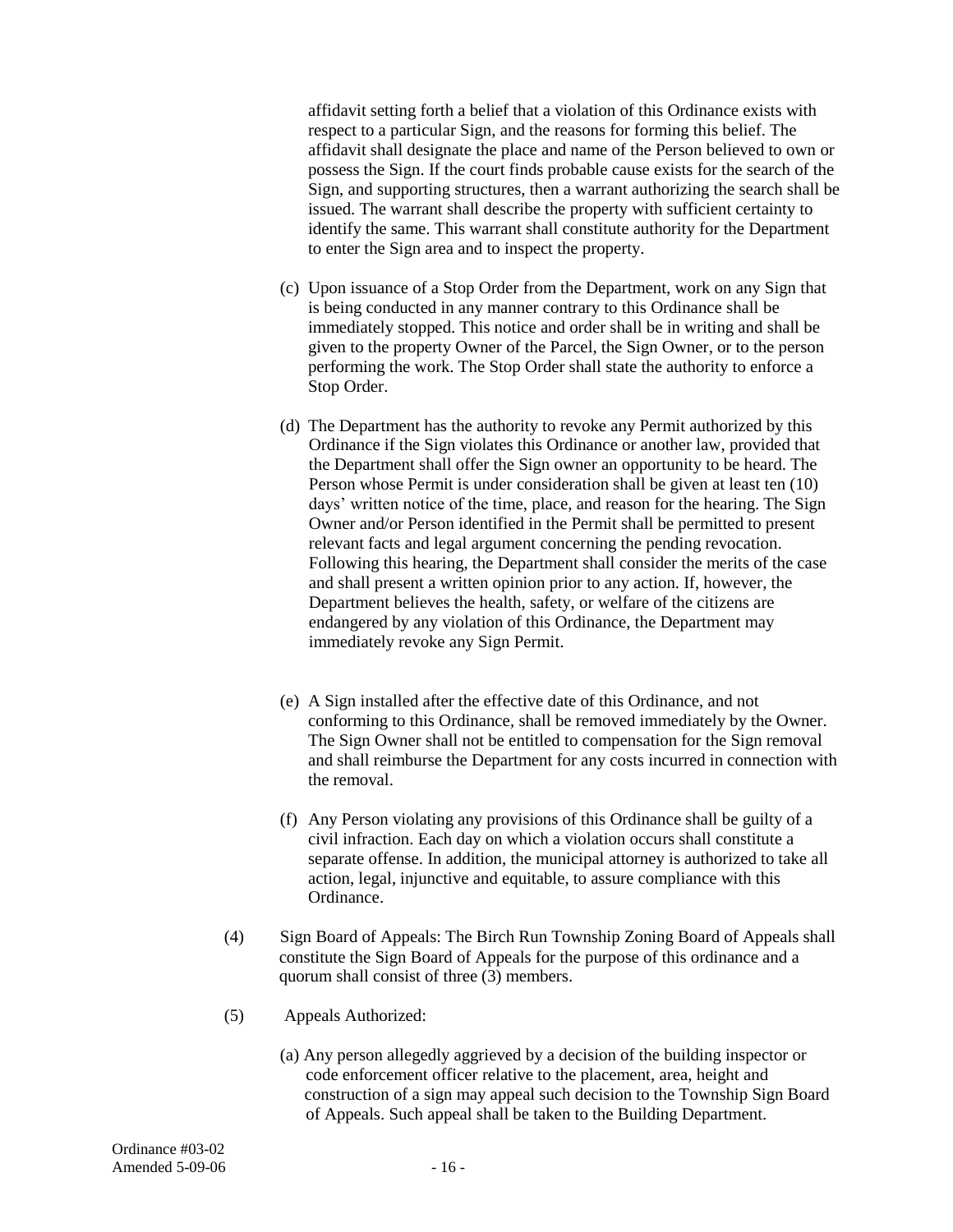affidavit setting forth a belief that a violation of this Ordinance exists with respect to a particular Sign, and the reasons for forming this belief. The affidavit shall designate the place and name of the Person believed to own or possess the Sign. If the court finds probable cause exists for the search of the Sign, and supporting structures, then a warrant authorizing the search shall be issued. The warrant shall describe the property with sufficient certainty to identify the same. This warrant shall constitute authority for the Department to enter the Sign area and to inspect the property.

(c) Upon issuance of a Stop Order from the Department, work on any Sign that is being conducted in any manner contrary to this Ordinance shall be immediately stopped. This notice and order shall be in writing and shall be given to the property Owner of the Parcel, the Sign Owner, or to the person performing the work. The Stop Order shall state the authority to enforce a Stop Order.

(d) The Department has the authority to revoke any Permit authorized by this Ordinance if the Sign violates this Ordinance or another law, provided that the Department shall offer the Sign owner an opportunity to be heard. The Person whose Permit is under consideration shall be given at least ten (10) days' written notice of the time, place, and reason for the hearing. The Sign Owner and/or Person identified in the Permit shall be permitted to present relevant facts and legal argument concerning the pending revocation. Following this hearing, the Department shall consider the merits of the case and shall present a written opinion prior to any action. If, however, the Department believes the health, safety, or welfare of the citizens are endangered by any violation of this Ordinance, the Department may immediately revoke any Sign Permit.

(e) A Sign installed after the effective date of this Ordinance, and not conforming to this Ordinance, shall be removed immediately by the Owner. The Sign Owner shall not be entitled to compensation for the Sign removal and shall reimburse the Department for any costs incurred in connection with the removal.

(f) Any Person violating any provisions of this Ordinance shall be guilty of a civil infraction. Each day on which a violation occurs shall constitute a separate offense. In addition, the municipal attorney is authorized to take all action, legal, injunctive and equitable, to assure compliance with this Ordinance.

(4) Sign Board of Appeals: The Birch Run Township Zoning Board of Appeals shall constitute the Sign Board of Appeals for the purpose of this ordinance and a quorum shall consist of three (3) members.

(5) Appeals Authorized:

(a) Any person allegedly aggrieved by a decision of the building inspector or code enforcement officer relative to the placement, area, height and construction of a sign may appeal such decision to the Township Sign Board of Appeals. Such appeal shall be taken to the Building Department.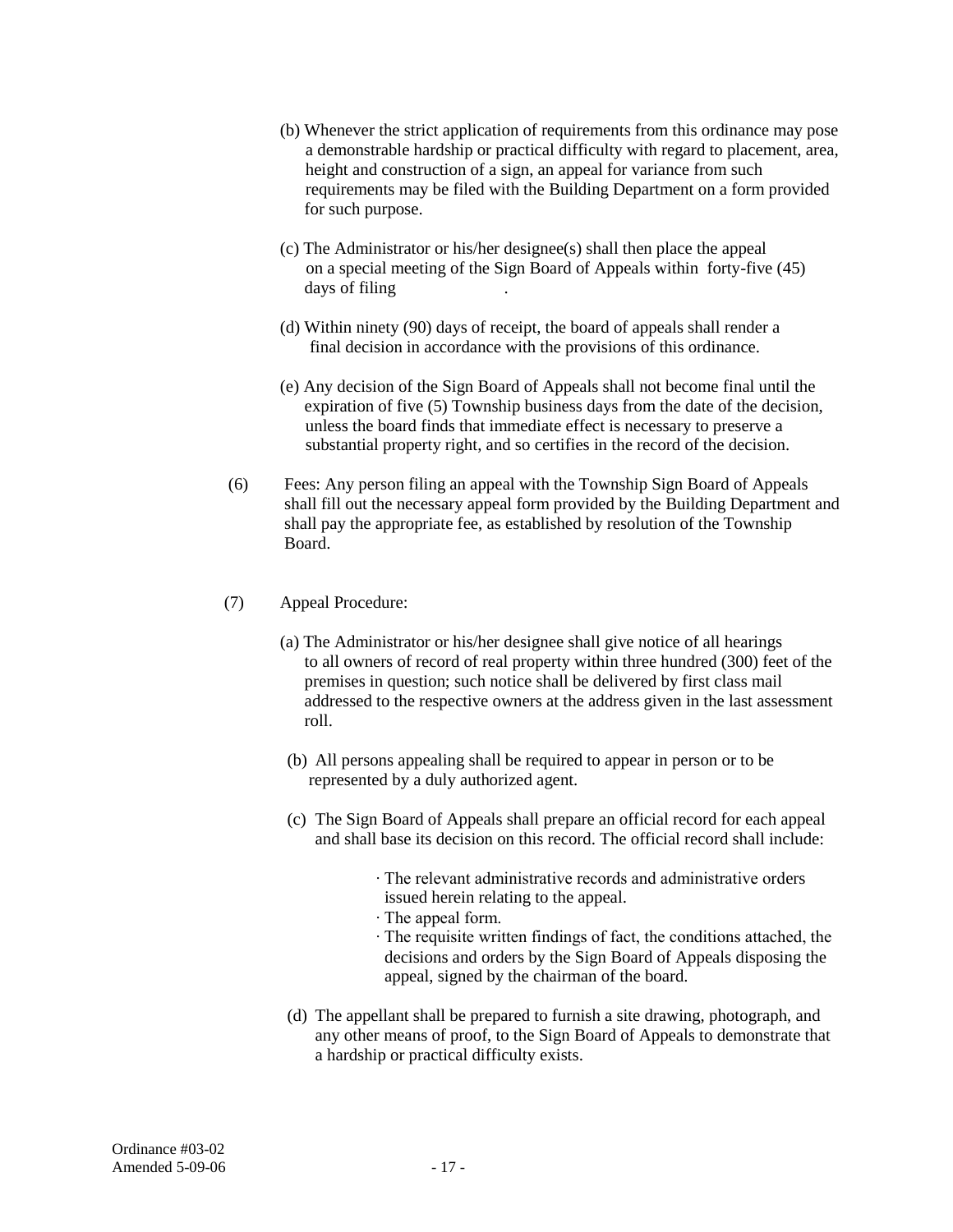(b) Whenever the strict application of requirements from this ordinance may pose a demonstrable hardship or practical difficulty with regard to placement, area, height and construction of a sign, an appeal for variance from such requirements may be filed with the Building Department on a form provided for such purpose.

(c) The Administrator or his/her designee(s) shall then place the appeal on a special meeting of the Sign Board of Appeals within forty-five (45) days of filing .

(d) Within ninety (90) days of receipt, the board of appeals shall render a final decision in accordance with the provisions of this ordinance.

(e) Any decision of the Sign Board of Appeals shall not become final until the expiration of five (5) Township business days from the date of the decision, unless the board finds that immediate effect is necessary to preserve a substantial property right, and so certifies in the record of the decision.

(6) Fees: Any person filing an appeal with the Township Sign Board of Appeals shall fill out the necessary appeal form provided by the Building Department and shall pay the appropriate fee, as established by resolution of the Township Board.

(7) Appeal Procedure:

(a) The Administrator or his/her designee shall give notice of all hearings to all owners of record of real property within three hundred (300) feet of the premises in question; such notice shall be delivered by first class mail addressed to the respective owners at the address given in the last assessment roll.

(b) All persons appealing shall be required to appear in person or to be represented by a duly authorized agent.

(c) The Sign Board of Appeals shall prepare an official record for each appeal and shall base its decision on this record. The official record shall include:

- The relevant administrative records and administrative orders issued herein relating to the appeal.
- The appeal form.
- The requisite written findings of fact, the conditions attached, the decisions and orders by the Sign Board of Appeals disposing the appeal, signed by the chairman of the board.

(d) The appellant shall be prepared to furnish a site drawing, photograph, and any other means of proof, to the Sign Board of Appeals to demonstrate that a hardship or practical difficulty exists.

Ordinance #03-02
Amended 5-09-06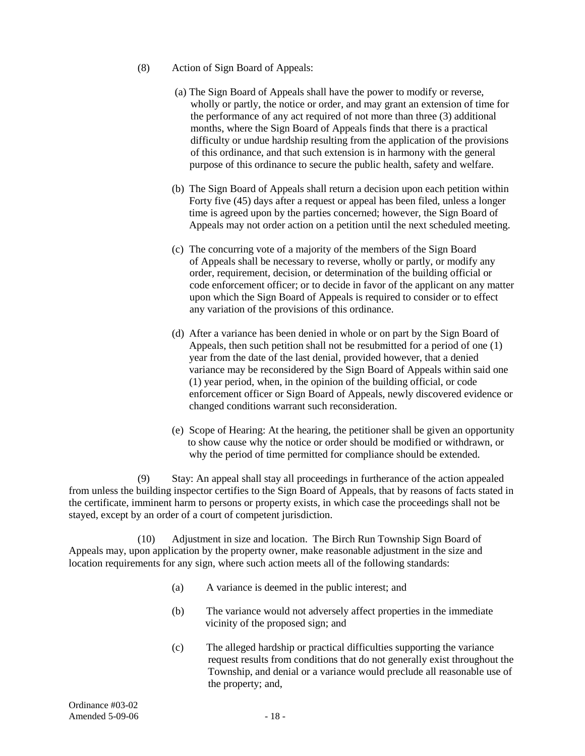(8) Action of Sign Board of Appeals:

(a) The Sign Board of Appeals shall have the power to modify or reverse, wholly or partly, the notice or order, and may grant an extension of time for the performance of any act required of not more than three (3) additional months, where the Sign Board of Appeals finds that there is a practical difficulty or undue hardship resulting from the application of the provisions of this ordinance, and that such extension is in harmony with the general purpose of this ordinance to secure the public health, safety and welfare.

(b) The Sign Board of Appeals shall return a decision upon each petition within Forty five (45) days after a request or appeal has been filed, unless a longer time is agreed upon by the parties concerned; however, the Sign Board of Appeals may not order action on a petition until the next scheduled meeting.

(c) The concurring vote of a majority of the members of the Sign Board of Appeals shall be necessary to reverse, wholly or partly, or modify any order, requirement, decision, or determination of the building official or code enforcement officer; or to decide in favor of the applicant on any matter upon which the Sign Board of Appeals is required to consider or to effect any variation of the provisions of this ordinance.

(d) After a variance has been denied in whole or on part by the Sign Board of Appeals, then such petition shall not be resubmitted for a period of one (1) year from the date of the last denial, provided however, that a denied variance may be reconsidered by the Sign Board of Appeals within said one (1) year period, when, in the opinion of the building official, or code enforcement officer or Sign Board of Appeals, newly discovered evidence or changed conditions warrant such reconsideration.

(e) Scope of Hearing: At the hearing, the petitioner shall be given an opportunity to show cause why the notice or order should be modified or withdrawn, or why the period of time permitted for compliance should be extended.

(9) Stay: An appeal shall stay all proceedings in furtherance of the action appealed from unless the building inspector certifies to the Sign Board of Appeals, that by reasons of facts stated in the certificate, imminent harm to persons or property exists, in which case the proceedings shall not be stayed, except by an order of a court of competent jurisdiction.

(10) Adjustment in size and location. The Birch Run Township Sign Board of Appeals may, upon application by the property owner, make reasonable adjustment in the size and location requirements for any sign, where such action meets all of the following standards:

(a) A variance is deemed in the public interest; and

(b) The variance would not adversely affect properties in the immediate vicinity of the proposed sign; and

(c) The alleged hardship or practical difficulties supporting the variance request results from conditions that do not generally exist throughout the Township, and denial or a variance would preclude all reasonable use of the property; and,

Ordinance #03-02
Amended 5-09-06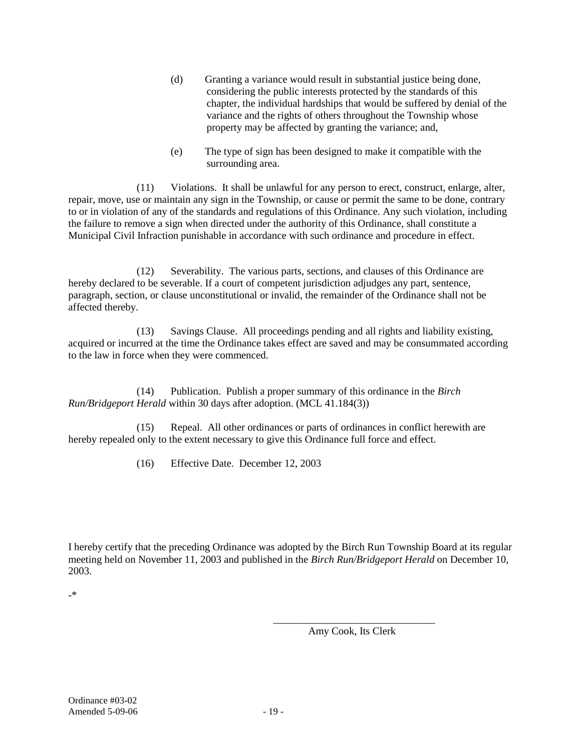(d) Granting a variance would result in substantial justice being done, considering the public interests protected by the standards of this chapter, the individual hardships that would be suffered by denial of the variance and the rights of others throughout the Township whose property may be affected by granting the variance; and,

(e) The type of sign has been designed to make it compatible with the surrounding area.

(11) Violations. It shall be unlawful for any person to erect, construct, enlarge, alter, repair, move, use or maintain any sign in the Township, or cause or permit the same to be done, contrary to or in violation of any of the standards and regulations of this Ordinance. Any such violation, including the failure to remove a sign when directed under the authority of this Ordinance, shall constitute a Municipal Civil Infraction punishable in accordance with such ordinance and procedure in effect.

(12) Severability. The various parts, sections, and clauses of this Ordinance are hereby declared to be severable. If a court of competent jurisdiction adjudges any part, sentence, paragraph, section, or clause unconstitutional or invalid, the remainder of the Ordinance shall not be affected thereby.

(13) Savings Clause. All proceedings pending and all rights and liability existing, acquired or incurred at the time the Ordinance takes effect are saved and may be consummated according to the law in force when they were commenced.

(14) Publication. Publish a proper summary of this ordinance in the *Birch Run/Bridgeport Herald* within 30 days after adoption. (MCL 41.184(3))

(15) Repeal. All other ordinances or parts of ordinances in conflict herewith are hereby repealed only to the extent necessary to give this Ordinance full force and effect.

(16) Effective Date. December 12, 2003

I hereby certify that the preceding Ordinance was adopted by the Birch Run Township Board at its regular meeting held on November 11, 2003 and published in the *Birch Run/Bridgeport Herald* on December 10, 2003.

-*

\_\_\_\_\_\_\_\_\_\_\_\_\_\_\_\_\_\_\_\_\_\_\_\_\_\_\_\_\_\_\_\_
Amy Cook, Its Clerk

Ordinance #03-02
Amended 5-09-06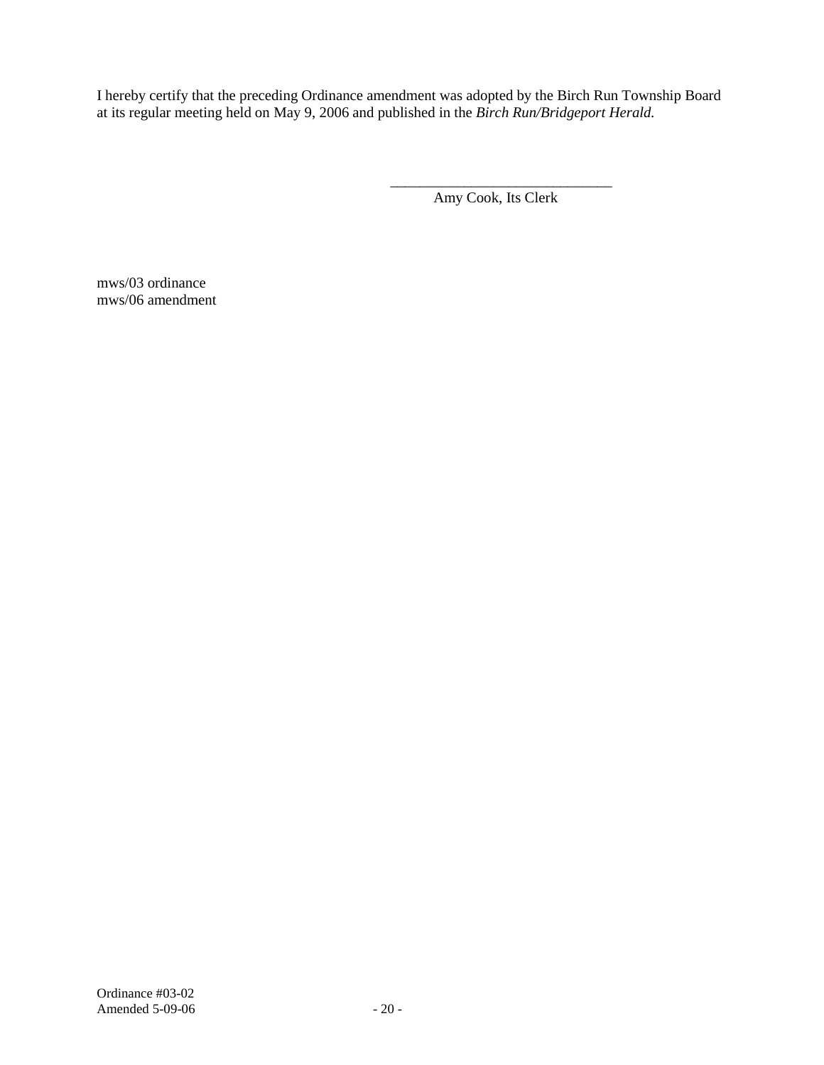I hereby certify that the preceding Ordinance amendment was adopted by the Birch Run Township Board at its regular meeting held on May 9, 2006 and published in the *Birch Run/Bridgeport Herald.*

______________________________
Amy Cook, Its Clerk

mws/03 ordinance
mws/06 amendment